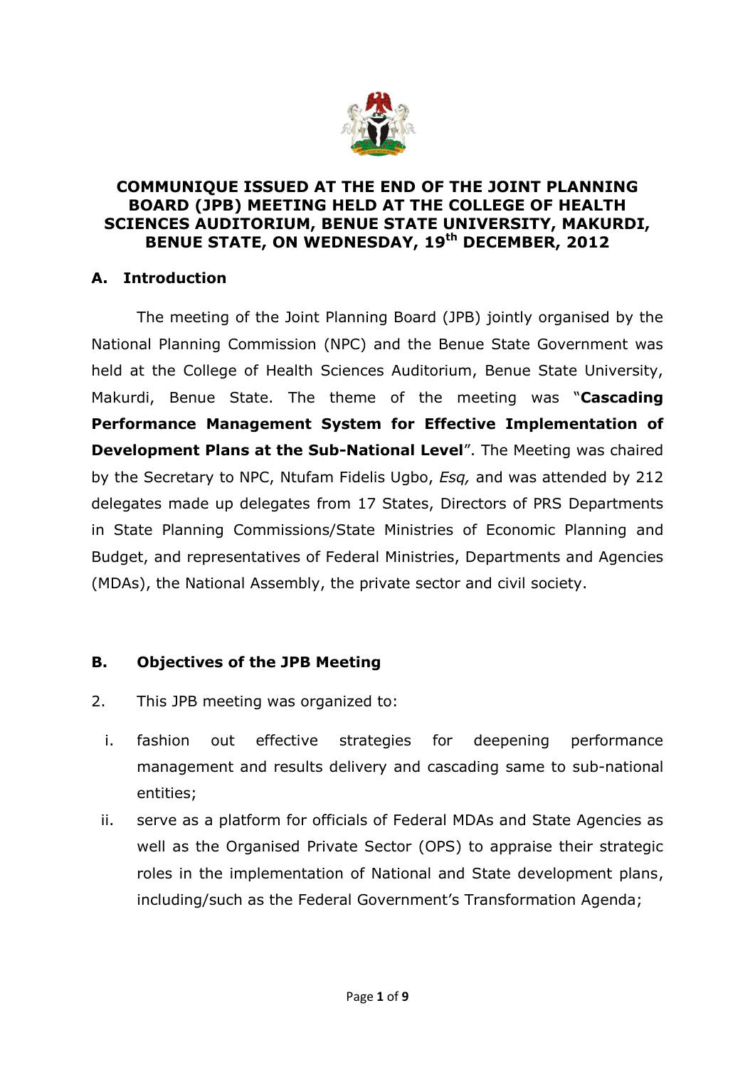# COMMUNIQUE ISSUED AT THE END OF THE JOINT PLANNING BOARD (JPB) MEETING HELD AT THE COLLEGE OF HEALTH SCIENCES AUDITORIUM, BENUE STATE UNIVERSITY, MAKURDI, BENUE STATE, ON WEDNESDAY, 19th DECEMBER, 2012

## A. Introduction

The meeting of the Joint Planning Board (JPB) jointly organised by the National Planning Commission (NPC) and the Benue State Government was held at the College of Health Sciences Auditorium, Benue State University, Makurdi, Benue State. The theme of the meeting was "**Cascading Performance Management System for Effective Implementation of Development Plans at the Sub-National Level**". The Meeting was chaired by the Secretary to NPC, Ntufam Fidelis Ugbo, *Esq,* and was attended by 212 delegates made up delegates from 17 States, Directors of PRS Departments in State Planning Commissions/State Ministries of Economic Planning and Budget, and representatives of Federal Ministries, Departments and Agencies (MDAs), the National Assembly, the private sector and civil society.

## B. Objectives of the JPB Meeting

2. This JPB meeting was organized to:

i. fashion out effective strategies for deepening performance management and results delivery and cascading same to sub-national entities;

ii. serve as a platform for officials of Federal MDAs and State Agencies as well as the Organised Private Sector (OPS) to appraise their strategic roles in the implementation of National and State development plans, including/such as the Federal Government's Transformation Agenda;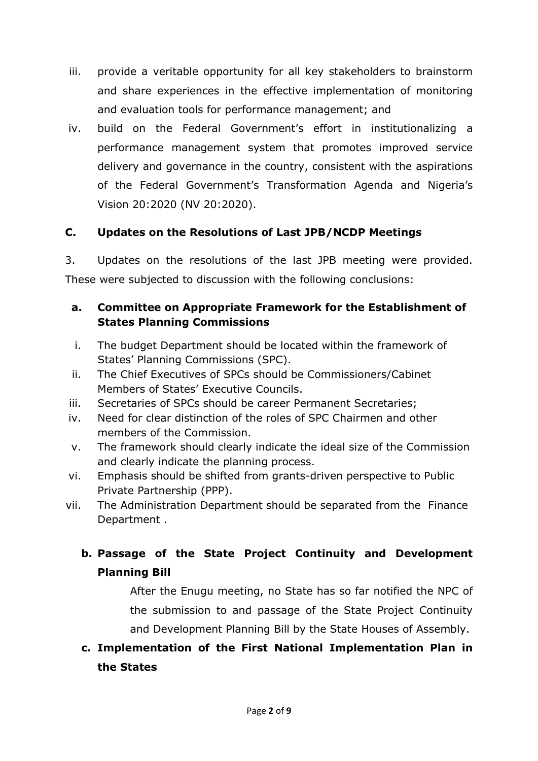iii. provide a veritable opportunity for all key stakeholders to brainstorm and share experiences in the effective implementation of monitoring and evaluation tools for performance management; and

iv. build on the Federal Government's effort in institutionalizing a performance management system that promotes improved service delivery and governance in the country, consistent with the aspirations of the Federal Government's Transformation Agenda and Nigeria's Vision 20:2020 (NV 20:2020).

## C. Updates on the Resolutions of Last JPB/NCDP Meetings

3. Updates on the resolutions of the last JPB meeting were provided. These were subjected to discussion with the following conclusions:

### a. Committee on Appropriate Framework for the Establishment of States Planning Commissions

i. The budget Department should be located within the framework of States' Planning Commissions (SPC).

ii. The Chief Executives of SPCs should be Commissioners/Cabinet Members of States' Executive Councils.

iii. Secretaries of SPCs should be career Permanent Secretaries;

iv. Need for clear distinction of the roles of SPC Chairmen and other members of the Commission.

v. The framework should clearly indicate the ideal size of the Commission and clearly indicate the planning process.

vi. Emphasis should be shifted from grants-driven perspective to Public Private Partnership (PPP).

vii. The Administration Department should be separated from the Finance Department .

### b. Passage of the State Project Continuity and Development Planning Bill

After the Enugu meeting, no State has so far notified the NPC of the submission to and passage of the State Project Continuity and Development Planning Bill by the State Houses of Assembly.

### c. Implementation of the First National Implementation Plan in the States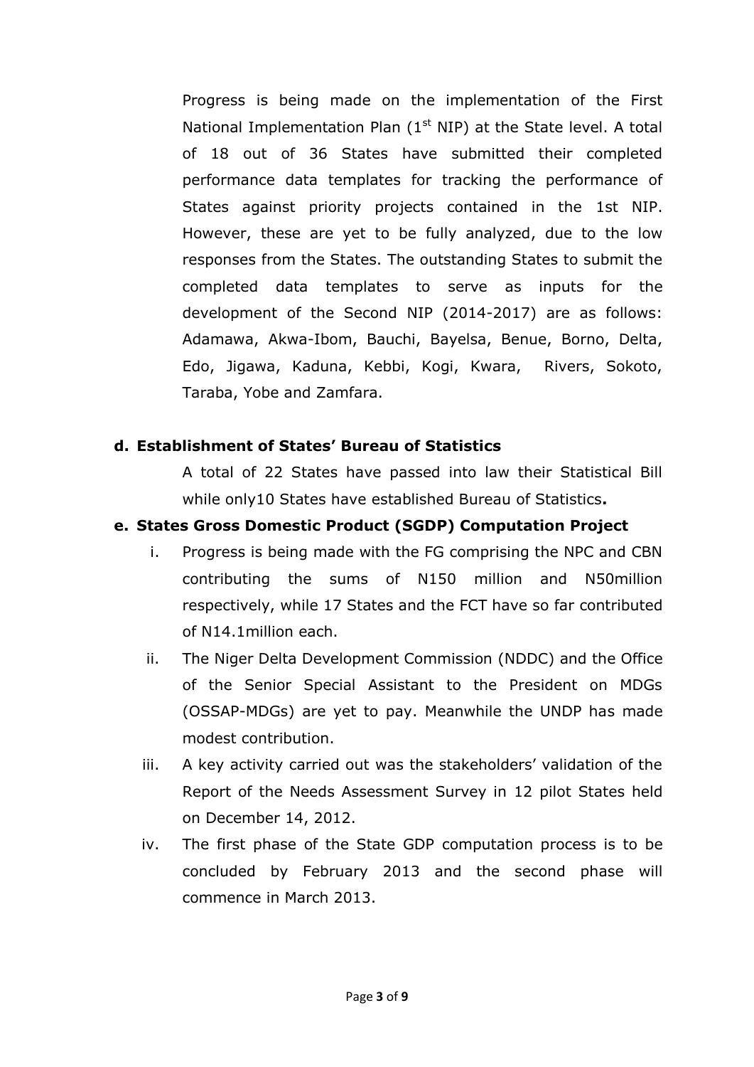Progress is being made on the implementation of the First National Implementation Plan (1st NIP) at the State level. A total of 18 out of 36 States have submitted their completed performance data templates for tracking the performance of States against priority projects contained in the 1st NIP. However, these are yet to be fully analyzed, due to the low responses from the States. The outstanding States to submit the completed data templates to serve as inputs for the development of the Second NIP (2014-2017) are as follows: Adamawa, Akwa-Ibom, Bauchi, Bayelsa, Benue, Borno, Delta, Edo, Jigawa, Kaduna, Kebbi, Kogi, Kwara, Rivers, Sokoto, Taraba, Yobe and Zamfara.

**d. Establishment of States' Bureau of Statistics**

A total of 22 States have passed into law their Statistical Bill while only10 States have established Bureau of Statistics**.**

**e. States Gross Domestic Product (SGDP) Computation Project**

i. Progress is being made with the FG comprising the NPC and CBN contributing the sums of N150 million and N50million respectively, while 17 States and the FCT have so far contributed of N14.1million each.

ii. The Niger Delta Development Commission (NDDC) and the Office of the Senior Special Assistant to the President on MDGs (OSSAP-MDGs) are yet to pay. Meanwhile the UNDP has made modest contribution.

iii. A key activity carried out was the stakeholders' validation of the Report of the Needs Assessment Survey in 12 pilot States held on December 14, 2012.

iv. The first phase of the State GDP computation process is to be concluded by February 2013 and the second phase will commence in March 2013.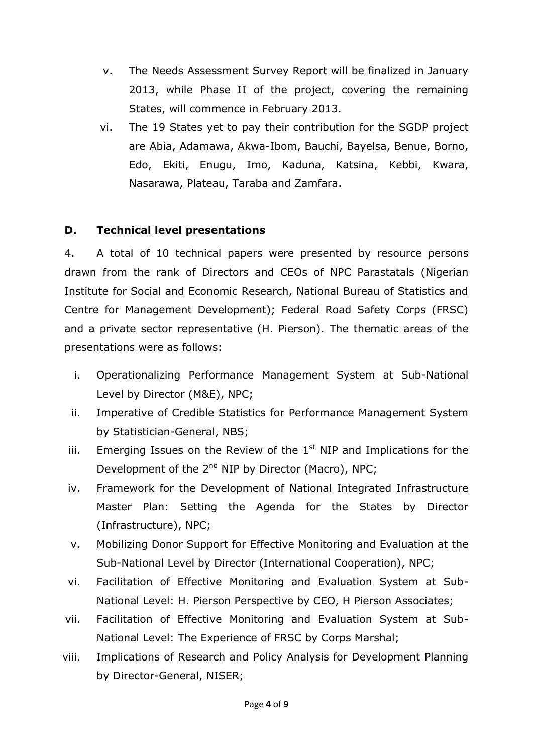v. The Needs Assessment Survey Report will be finalized in January 2013, while Phase II of the project, covering the remaining States, will commence in February 2013.

vi. The 19 States yet to pay their contribution for the SGDP project are Abia, Adamawa, Akwa-Ibom, Bauchi, Bayelsa, Benue, Borno, Edo, Ekiti, Enugu, Imo, Kaduna, Katsina, Kebbi, Kwara, Nasarawa, Plateau, Taraba and Zamfara.

## D. Technical level presentations

4. A total of 10 technical papers were presented by resource persons drawn from the rank of Directors and CEOs of NPC Parastatals (Nigerian Institute for Social and Economic Research, National Bureau of Statistics and Centre for Management Development); Federal Road Safety Corps (FRSC) and a private sector representative (H. Pierson). The thematic areas of the presentations were as follows:

i. Operationalizing Performance Management System at Sub-National Level by Director (M&E), NPC;

ii. Imperative of Credible Statistics for Performance Management System by Statistician-General, NBS;

iii. Emerging Issues on the Review of the 1st NIP and Implications for the Development of the 2nd NIP by Director (Macro), NPC;

iv. Framework for the Development of National Integrated Infrastructure Master Plan: Setting the Agenda for the States by Director (Infrastructure), NPC;

v. Mobilizing Donor Support for Effective Monitoring and Evaluation at the Sub-National Level by Director (International Cooperation), NPC;

vi. Facilitation of Effective Monitoring and Evaluation System at Sub-National Level: H. Pierson Perspective by CEO, H Pierson Associates;

vii. Facilitation of Effective Monitoring and Evaluation System at Sub-National Level: The Experience of FRSC by Corps Marshal;

viii. Implications of Research and Policy Analysis for Development Planning by Director-General, NISER;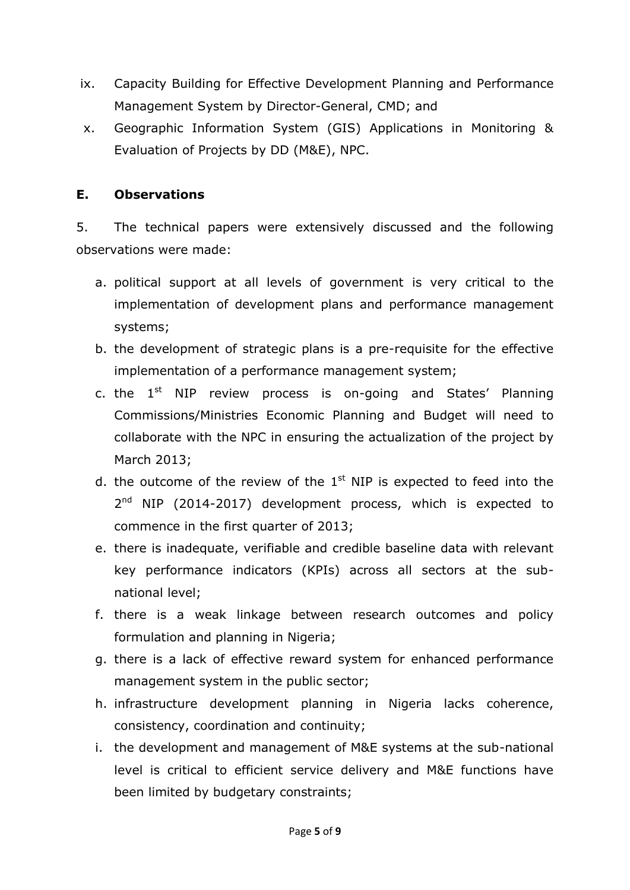ix. Capacity Building for Effective Development Planning and Performance Management System by Director-General, CMD; and

x. Geographic Information System (GIS) Applications in Monitoring & Evaluation of Projects by DD (M&E), NPC.

## E. Observations

5. The technical papers were extensively discussed and the following observations were made:

a. political support at all levels of government is very critical to the implementation of development plans and performance management systems;

b. the development of strategic plans is a pre-requisite for the effective implementation of a performance management system;

c. the 1st NIP review process is on-going and States' Planning Commissions/Ministries Economic Planning and Budget will need to collaborate with the NPC in ensuring the actualization of the project by March 2013;

d. the outcome of the review of the 1st NIP is expected to feed into the 2nd NIP (2014-2017) development process, which is expected to commence in the first quarter of 2013;

e. there is inadequate, verifiable and credible baseline data with relevant key performance indicators (KPIs) across all sectors at the sub-national level;

f. there is a weak linkage between research outcomes and policy formulation and planning in Nigeria;

g. there is a lack of effective reward system for enhanced performance management system in the public sector;

h. infrastructure development planning in Nigeria lacks coherence, consistency, coordination and continuity;

i. the development and management of M&E systems at the sub-national level is critical to efficient service delivery and M&E functions have been limited by budgetary constraints;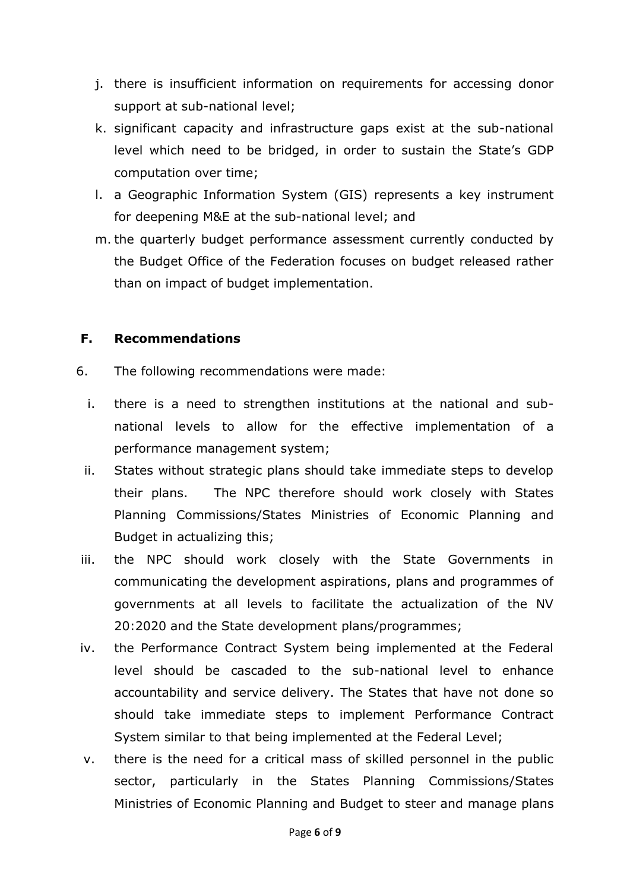j. there is insufficient information on requirements for accessing donor support at sub-national level;

k. significant capacity and infrastructure gaps exist at the sub-national level which need to be bridged, in order to sustain the State's GDP computation over time;

l. a Geographic Information System (GIS) represents a key instrument for deepening M&E at the sub-national level; and

m. the quarterly budget performance assessment currently conducted by the Budget Office of the Federation focuses on budget released rather than on impact of budget implementation.

## F. Recommendations

6. The following recommendations were made:

i. there is a need to strengthen institutions at the national and sub-national levels to allow for the effective implementation of a performance management system;

ii. States without strategic plans should take immediate steps to develop their plans. The NPC therefore should work closely with States Planning Commissions/States Ministries of Economic Planning and Budget in actualizing this;

iii. the NPC should work closely with the State Governments in communicating the development aspirations, plans and programmes of governments at all levels to facilitate the actualization of the NV 20:2020 and the State development plans/programmes;

iv. the Performance Contract System being implemented at the Federal level should be cascaded to the sub-national level to enhance accountability and service delivery. The States that have not done so should take immediate steps to implement Performance Contract System similar to that being implemented at the Federal Level;

v. there is the need for a critical mass of skilled personnel in the public sector, particularly in the States Planning Commissions/States Ministries of Economic Planning and Budget to steer and manage plans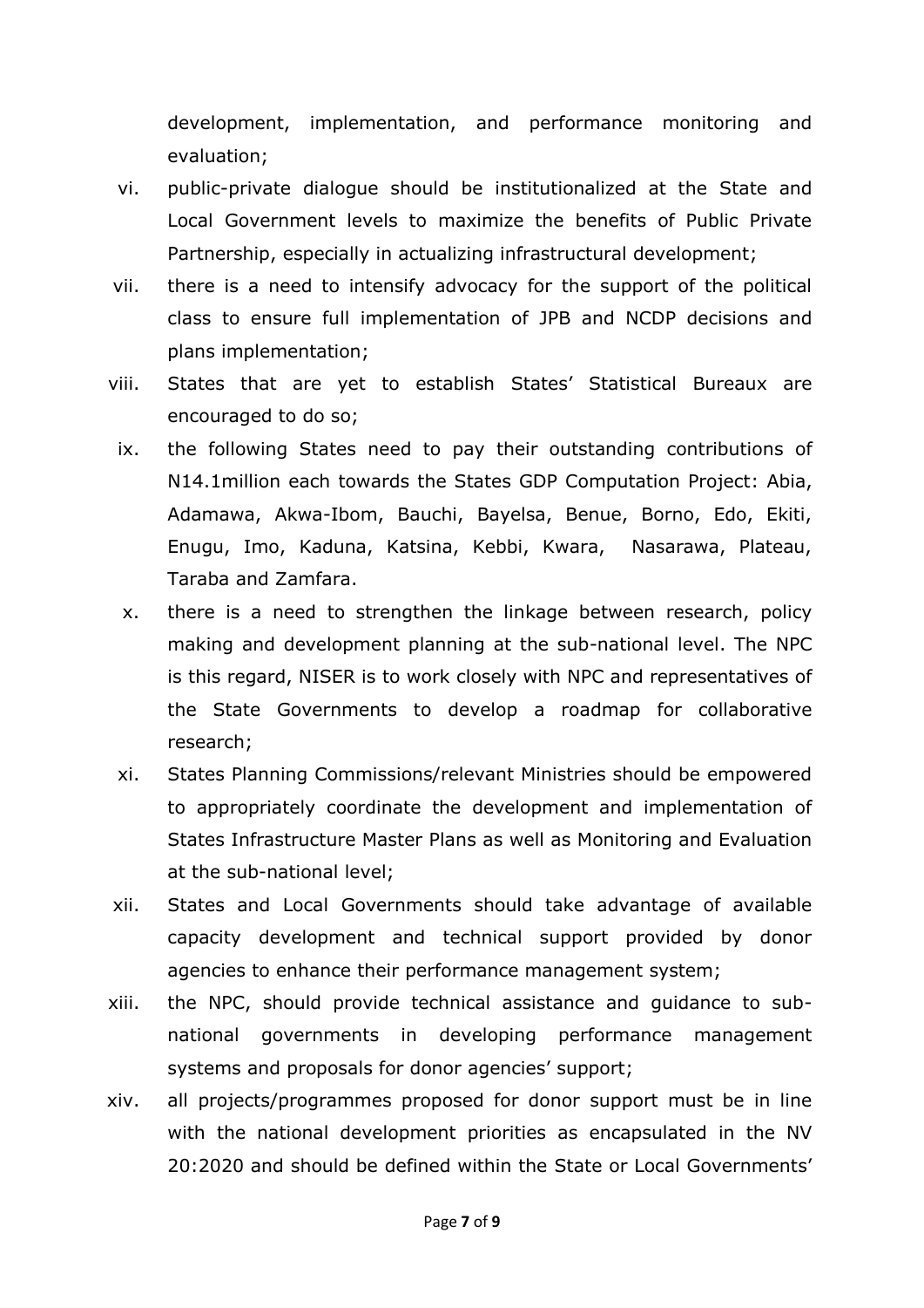development, implementation, and performance monitoring and evaluation;

vi. public-private dialogue should be institutionalized at the State and Local Government levels to maximize the benefits of Public Private Partnership, especially in actualizing infrastructural development;

vii. there is a need to intensify advocacy for the support of the political class to ensure full implementation of JPB and NCDP decisions and plans implementation;

viii. States that are yet to establish States' Statistical Bureaux are encouraged to do so;

ix. the following States need to pay their outstanding contributions of N14.1million each towards the States GDP Computation Project: Abia, Adamawa, Akwa-Ibom, Bauchi, Bayelsa, Benue, Borno, Edo, Ekiti, Enugu, Imo, Kaduna, Katsina, Kebbi, Kwara, Nasarawa, Plateau, Taraba and Zamfara.

x. there is a need to strengthen the linkage between research, policy making and development planning at the sub-national level. The NPC is this regard, NISER is to work closely with NPC and representatives of the State Governments to develop a roadmap for collaborative research;

xi. States Planning Commissions/relevant Ministries should be empowered to appropriately coordinate the development and implementation of States Infrastructure Master Plans as well as Monitoring and Evaluation at the sub-national level;

xii. States and Local Governments should take advantage of available capacity development and technical support provided by donor agencies to enhance their performance management system;

xiii. the NPC, should provide technical assistance and guidance to sub-national governments in developing performance management systems and proposals for donor agencies' support;

xiv. all projects/programmes proposed for donor support must be in line with the national development priorities as encapsulated in the NV 20:2020 and should be defined within the State or Local Governments'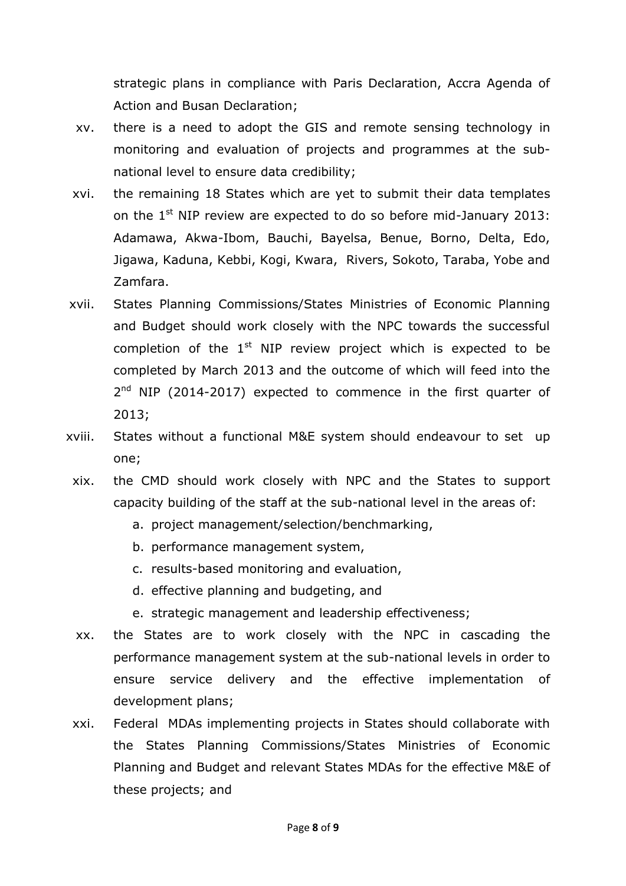strategic plans in compliance with Paris Declaration, Accra Agenda of Action and Busan Declaration;

xv. there is a need to adopt the GIS and remote sensing technology in monitoring and evaluation of projects and programmes at the sub-national level to ensure data credibility;

xvi. the remaining 18 States which are yet to submit their data templates on the 1st NIP review are expected to do so before mid-January 2013: Adamawa, Akwa-Ibom, Bauchi, Bayelsa, Benue, Borno, Delta, Edo, Jigawa, Kaduna, Kebbi, Kogi, Kwara, Rivers, Sokoto, Taraba, Yobe and Zamfara.

xvii. States Planning Commissions/States Ministries of Economic Planning and Budget should work closely with the NPC towards the successful completion of the 1st NIP review project which is expected to be completed by March 2013 and the outcome of which will feed into the 2nd NIP (2014-2017) expected to commence in the first quarter of 2013;

xviii. States without a functional M&E system should endeavour to set up one;

xix. the CMD should work closely with NPC and the States to support capacity building of the staff at the sub-national level in the areas of:

   a. project management/selection/benchmarking,
   b. performance management system,
   c. results-based monitoring and evaluation,
   d. effective planning and budgeting, and
   e. strategic management and leadership effectiveness;

xx. the States are to work closely with the NPC in cascading the performance management system at the sub-national levels in order to ensure service delivery and the effective implementation of development plans;

xxi. Federal MDAs implementing projects in States should collaborate with the States Planning Commissions/States Ministries of Economic Planning and Budget and relevant States MDAs for the effective M&E of these projects; and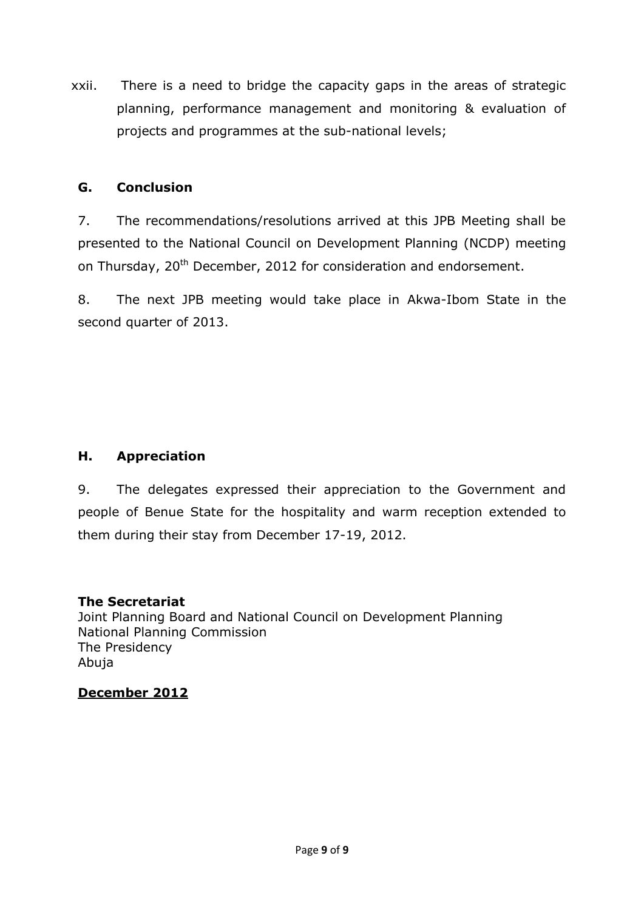xxii. There is a need to bridge the capacity gaps in the areas of strategic planning, performance management and monitoring & evaluation of projects and programmes at the sub-national levels;

## G. Conclusion

7. The recommendations/resolutions arrived at this JPB Meeting shall be presented to the National Council on Development Planning (NCDP) meeting on Thursday, 20th December, 2012 for consideration and endorsement.

8. The next JPB meeting would take place in Akwa-Ibom State in the second quarter of 2013.

## H. Appreciation

9. The delegates expressed their appreciation to the Government and people of Benue State for the hospitality and warm reception extended to them during their stay from December 17-19, 2012.

**The Secretariat**
Joint Planning Board and National Council on Development Planning
National Planning Commission
The Presidency
Abuja

**December 2012**